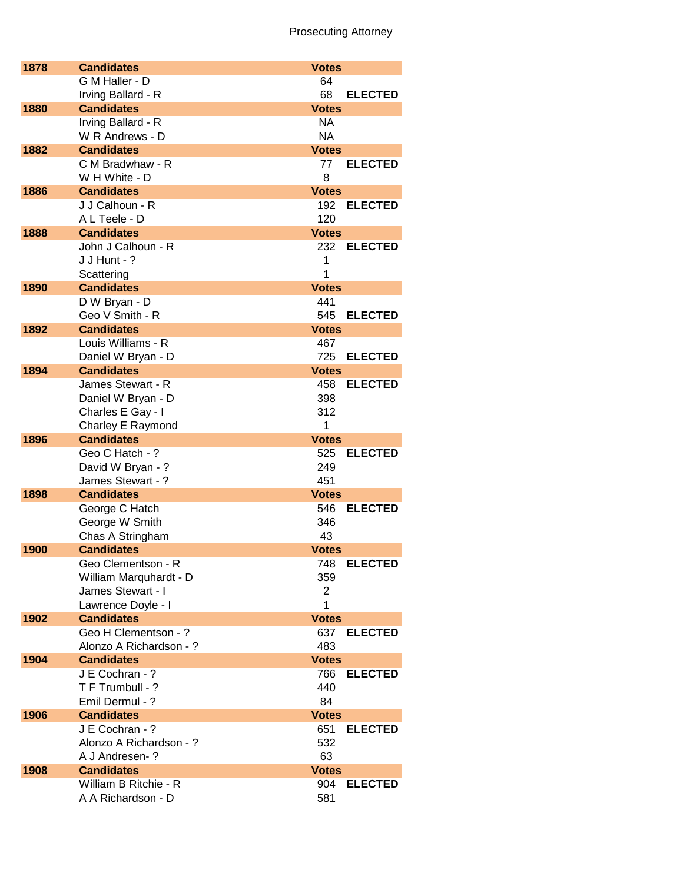# Prosecuting Attorney

| Year | Candidates | Votes | |
|---|---|---|---|
| 1878 | Candidates | Votes | |
| | G M Haller - D | 64 | |
| | Irving Ballard - R | 68 | ELECTED |
| 1880 | Candidates | Votes | |
| | Irving Ballard - R | NA | |
| | W R Andrews - D | NA | |
| 1882 | Candidates | Votes | |
| | C M Bradwhaw - R | 77 | ELECTED |
| | W H White - D | 8 | |
| 1886 | Candidates | Votes | |
| | J J Calhoun - R | 192 | ELECTED |
| | A L Teele - D | 120 | |
| 1888 | Candidates | Votes | |
| | John J Calhoun - R | 232 | ELECTED |
| | J J Hunt - ? | 1 | |
| | Scattering | 1 | |
| 1890 | Candidates | Votes | |
| | D W Bryan - D | 441 | |
| | Geo V Smith - R | 545 | ELECTED |
| 1892 | Candidates | Votes | |
| | Louis Williams - R | 467 | |
| | Daniel W Bryan - D | 725 | ELECTED |
| 1894 | Candidates | Votes | |
| | James Stewart - R | 458 | ELECTED |
| | Daniel W Bryan - D | 398 | |
| | Charles E Gay - I | 312 | |
| | Charley E Raymond | 1 | |
| 1896 | Candidates | Votes | |
| | Geo C Hatch - ? | 525 | ELECTED |
| | David W Bryan - ? | 249 | |
| | James Stewart - ? | 451 | |
| 1898 | Candidates | Votes | |
| | George C Hatch | 546 | ELECTED |
| | George W Smith | 346 | |
| | Chas A Stringham | 43 | |
| 1900 | Candidates | Votes | |
| | Geo Clementson - R | 748 | ELECTED |
| | William Marquhardt - D | 359 | |
| | James Stewart - I | 2 | |
| | Lawrence Doyle - I | 1 | |
| 1902 | Candidates | Votes | |
| | Geo H Clementson - ? | 637 | ELECTED |
| | Alonzo A Richardson - ? | 483 | |
| 1904 | Candidates | Votes | |
| | J E Cochran - ? | 766 | ELECTED |
| | T F Trumbull - ? | 440 | |
| | Emil Dermul - ? | 84 | |
| 1906 | Candidates | Votes | |
| | J E Cochran - ? | 651 | ELECTED |
| | Alonzo A Richardson - ? | 532 | |
| | A J Andresen- ? | 63 | |
| 1908 | Candidates | Votes | |
| | William B Ritchie - R | 904 | ELECTED |
| | A A Richardson - D | 581 | |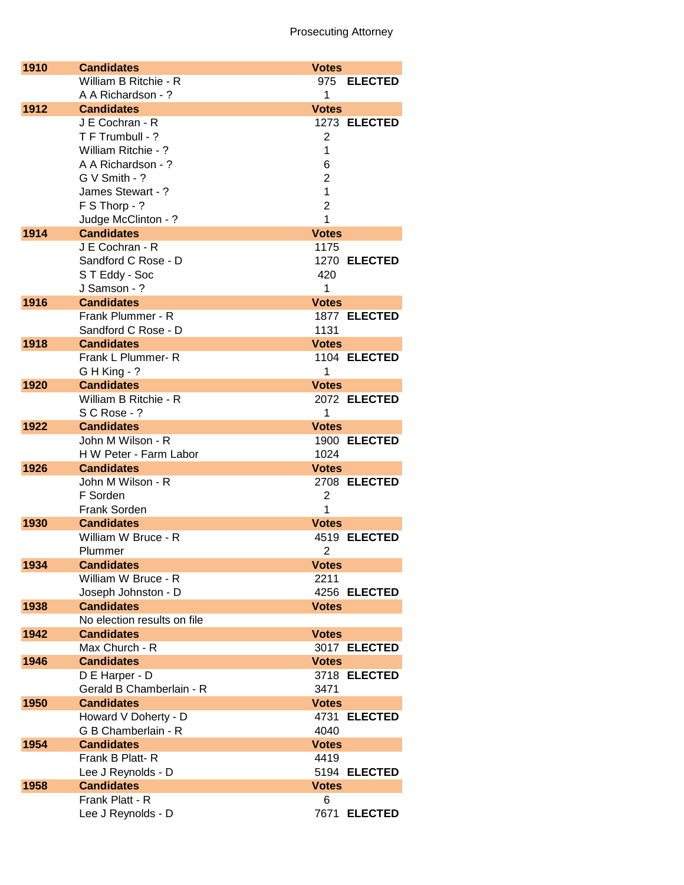# Prosecuting Attorney

| Year | Candidates | Votes | |
|---|---|---|---|
| **1910** | **Candidates** | **Votes** | |
| | William B Ritchie - R | 975 | **ELECTED** |
| | A A Richardson - ? | 1 | |
| **1912** | **Candidates** | **Votes** | |
| | J E Cochran - R | 1273 | **ELECTED** |
| | T F Trumbull - ? | 2 | |
| | William Ritchie - ? | 1 | |
| | A A Richardson - ? | 6 | |
| | G V Smith - ? | 2 | |
| | James Stewart - ? | 1 | |
| | F S Thorp - ? | 2 | |
| | Judge McClinton - ? | 1 | |
| **1914** | **Candidates** | **Votes** | |
| | J E Cochran - R | 1175 | |
| | Sandford C Rose - D | 1270 | **ELECTED** |
| | S T Eddy - Soc | 420 | |
| | J Samson - ? | 1 | |
| **1916** | **Candidates** | **Votes** | |
| | Frank Plummer - R | 1877 | **ELECTED** |
| | Sandford C Rose - D | 1131 | |
| **1918** | **Candidates** | **Votes** | |
| | Frank L Plummer- R | 1104 | **ELECTED** |
| | G H King - ? | 1 | |
| **1920** | **Candidates** | **Votes** | |
| | William B Ritchie - R | 2072 | **ELECTED** |
| | S C Rose - ? | 1 | |
| **1922** | **Candidates** | **Votes** | |
| | John M Wilson - R | 1900 | **ELECTED** |
| | H W Peter - Farm Labor | 1024 | |
| **1926** | **Candidates** | **Votes** | |
| | John M Wilson - R | 2708 | **ELECTED** |
| | F Sorden | 2 | |
| | Frank Sorden | 1 | |
| **1930** | **Candidates** | **Votes** | |
| | William W Bruce - R | 4519 | **ELECTED** |
| | Plummer | 2 | |
| **1934** | **Candidates** | **Votes** | |
| | William W Bruce - R | 2211 | |
| | Joseph Johnston - D | 4256 | **ELECTED** |
| **1938** | **Candidates** | **Votes** | |
| | No election results on file | | |
| **1942** | **Candidates** | **Votes** | |
| | Max Church - R | 3017 | **ELECTED** |
| **1946** | **Candidates** | **Votes** | |
| | D E Harper - D | 3718 | **ELECTED** |
| | Gerald B Chamberlain - R | 3471 | |
| **1950** | **Candidates** | **Votes** | |
| | Howard V Doherty - D | 4731 | **ELECTED** |
| | G B Chamberlain - R | 4040 | |
| **1954** | **Candidates** | **Votes** | |
| | Frank B Platt- R | 4419 | |
| | Lee J Reynolds - D | 5194 | **ELECTED** |
| **1958** | **Candidates** | **Votes** | |
| | Frank Platt - R | 6 | |
| | Lee J Reynolds - D | 7671 | **ELECTED** |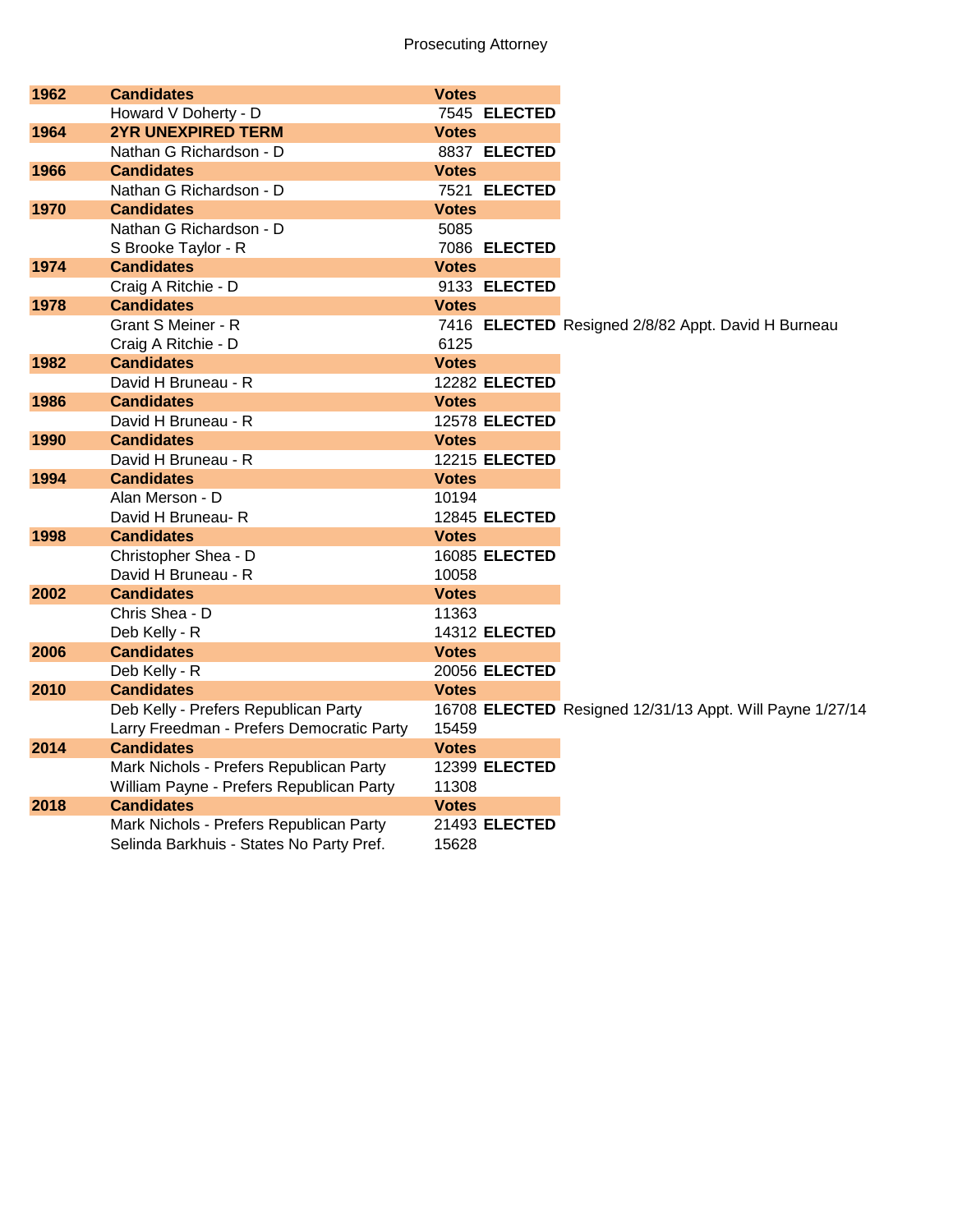Prosecuting Attorney

| | | | | |
|---|---|---|---|---|
| **1962** | **Candidates** | **Votes** | | |
| | Howard V Doherty - D | 7545 | **ELECTED** | |
| **1964** | **2YR UNEXPIRED TERM** | **Votes** | | |
| | Nathan G Richardson - D | 8837 | **ELECTED** | |
| **1966** | **Candidates** | **Votes** | | |
| | Nathan G Richardson - D | 7521 | **ELECTED** | |
| **1970** | **Candidates** | **Votes** | | |
| | Nathan G Richardson - D | 5085 | | |
| | S Brooke Taylor - R | 7086 | **ELECTED** | |
| **1974** | **Candidates** | **Votes** | | |
| | Craig A Ritchie - D | 9133 | **ELECTED** | |
| **1978** | **Candidates** | **Votes** | | |
| | Grant S Meiner - R | 7416 | **ELECTED** | Resigned 2/8/82 Appt. David H Burneau |
| | Craig A Ritchie - D | 6125 | | |
| **1982** | **Candidates** | **Votes** | | |
| | David H Bruneau - R | 12282 | **ELECTED** | |
| **1986** | **Candidates** | **Votes** | | |
| | David H Bruneau - R | 12578 | **ELECTED** | |
| **1990** | **Candidates** | **Votes** | | |
| | David H Bruneau - R | 12215 | **ELECTED** | |
| **1994** | **Candidates** | **Votes** | | |
| | Alan Merson - D | 10194 | | |
| | David H Bruneau- R | 12845 | **ELECTED** | |
| **1998** | **Candidates** | **Votes** | | |
| | Christopher Shea - D | 16085 | **ELECTED** | |
| | David H Bruneau - R | 10058 | | |
| **2002** | **Candidates** | **Votes** | | |
| | Chris Shea - D | 11363 | | |
| | Deb Kelly - R | 14312 | **ELECTED** | |
| **2006** | **Candidates** | **Votes** | | |
| | Deb Kelly - R | 20056 | **ELECTED** | |
| **2010** | **Candidates** | **Votes** | | |
| | Deb Kelly - Prefers Republican Party | 16708 | **ELECTED** | Resigned 12/31/13 Appt. Will Payne 1/27/14 |
| | Larry Freedman - Prefers Democratic Party | 15459 | | |
| **2014** | **Candidates** | **Votes** | | |
| | Mark Nichols - Prefers Republican Party | 12399 | **ELECTED** | |
| | William Payne - Prefers Republican Party | 11308 | | |
| **2018** | **Candidates** | **Votes** | | |
| | Mark Nichols - Prefers Republican Party | 21493 | **ELECTED** | |
| | Selinda Barkhuis - States No Party Pref. | 15628 | | |